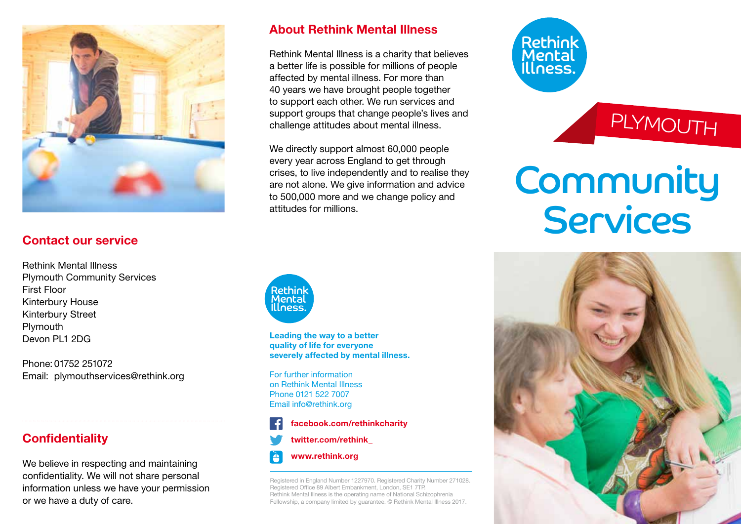# PLYMOUTH

# Community Services

## About Rethink Mental Illness

Rethink Mental Illness is a charity that believes a better life is possible for millions of people affected by mental illness. For more than 40 years we have brought people together to support each other. We run services and support groups that change people's lives and challenge attitudes about mental illness.

We directly support almost 60,000 people every year across England to get through crises, to live independently and to realise they are not alone. We give information and advice to 500,000 more and we change policy and attitudes for millions.

## Contact our service

Rethink Mental Illness
Plymouth Community Services
First Floor
Kinterbury House
Kinterbury Street
Plymouth
Devon PL1 2DG

Phone: 01752 251072
Email: plymouthservices@rethink.org

## Confidentiality

We believe in respecting and maintaining confidentiality. We will not share personal information unless we have your permission or we have a duty of care.

Rethink Mental Illness.

**Leading the way to a better quality of life for everyone severely affected by mental illness.**

For further information on Rethink Mental Illness
Phone 0121 522 7007
Email info@rethink.org

**facebook.com/rethinkcharity**

**twitter.com/rethink_**

**www.rethink.org**

Registered in England Number 1227970. Registered Charity Number 271028. Registered Office 89 Albert Embankment, London, SE1 7TP. Rethink Mental Illness is the operating name of National Schizophrenia Fellowship, a company limited by guarantee. © Rethink Mental Illness 2017.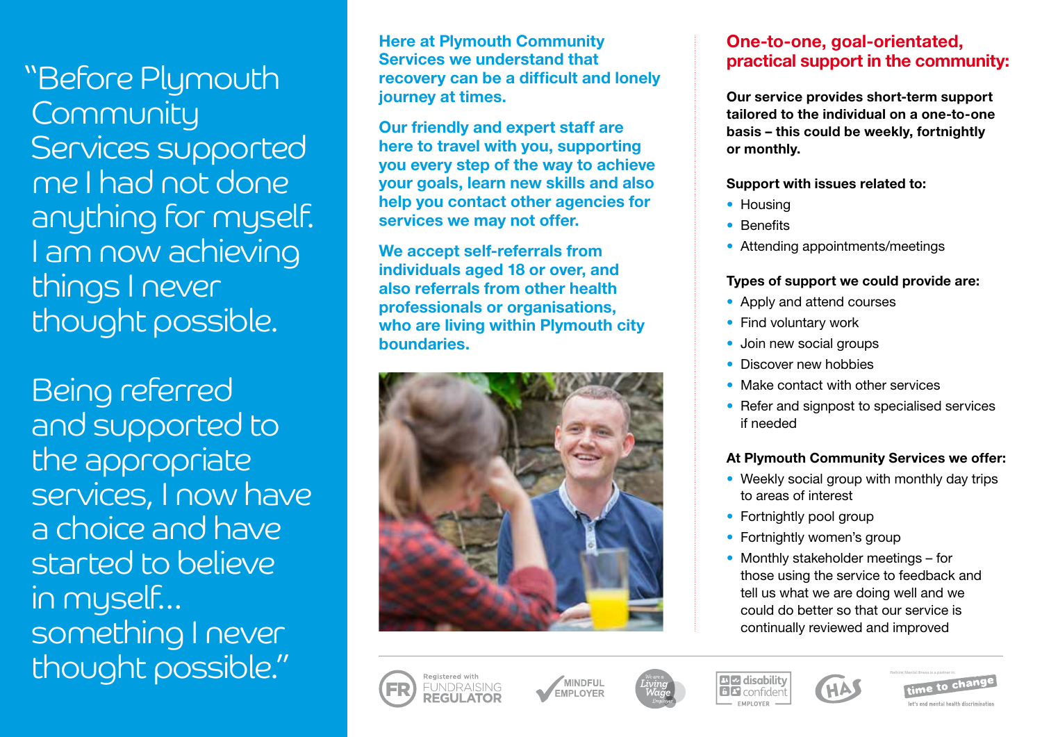"Before Plymouth Community Services supported me I had not done anything for myself. I am now achieving things I never thought possible.

Being referred and supported to the appropriate services, I now have a choice and have started to believe in myself... something I never thought possible."

**Here at Plymouth Community Services we understand that recovery can be a difficult and lonely journey at times.**

**Our friendly and expert staff are here to travel with you, supporting you every step of the way to achieve your goals, learn new skills and also help you contact other agencies for services we may not offer.**

**We accept self-referrals from individuals aged 18 or over, and also referrals from other health professionals or organisations, who are living within Plymouth city boundaries.**

## One-to-one, goal-orientated, practical support in the community:

**Our service provides short-term support tailored to the individual on a one-to-one basis – this could be weekly, fortnightly or monthly.**

**Support with issues related to:**

- Housing
- Benefits
- Attending appointments/meetings

**Types of support we could provide are:**

- Apply and attend courses
- Find voluntary work
- Join new social groups
- Discover new hobbies
- Make contact with other services
- Refer and signpost to specialised services if needed

**At Plymouth Community Services we offer:**

- Weekly social group with monthly day trips to areas of interest
- Fortnightly pool group
- Fortnightly women's group
- Monthly stakeholder meetings – for those using the service to feedback and tell us what we are doing well and we could do better so that our service is continually reviewed and improved

Registered with FUNDRAISING REGULATOR · MINDFUL EMPLOYER · We are a Living Wage Employer · disability confident EMPLOYER · HAS · Rethink Mental Illness is a partner in: time to change – let's end mental health discrimination